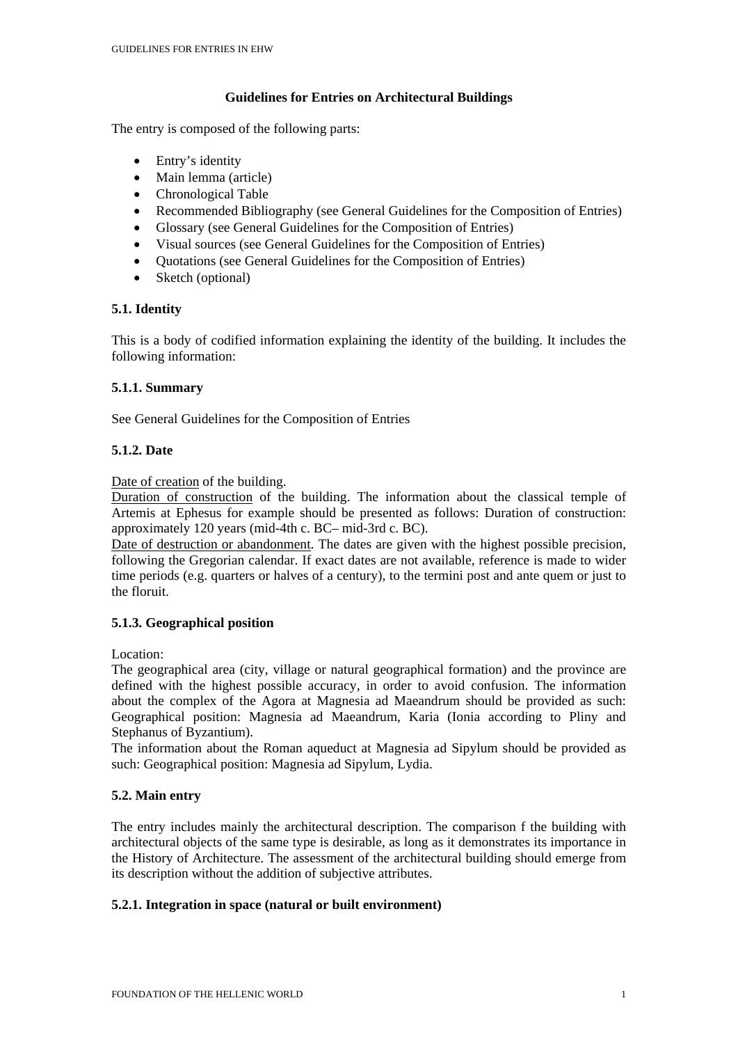## Guidelines for Entries on Architectural Buildings

The entry is composed of the following parts:

- Entry's identity
- Main lemma (article)
- Chronological Table
- Recommended Bibliography (see General Guidelines for the Composition of Entries)
- Glossary (see General Guidelines for the Composition of Entries)
- Visual sources (see General Guidelines for the Composition of Entries)
- Quotations (see General Guidelines for the Composition of Entries)
- Sketch (optional)

### 5.1. Identity

This is a body of codified information explaining the identity of the building. It includes the following information:

#### 5.1.1. Summary

See General Guidelines for the Composition of Entries

#### 5.1.2. Date

Date of creation of the building.
Duration of construction of the building. The information about the classical temple of Artemis at Ephesus for example should be presented as follows: Duration of construction: approximately 120 years (mid-4th c. BC– mid-3rd c. BC).
Date of destruction or abandonment. The dates are given with the highest possible precision, following the Gregorian calendar. If exact dates are not available, reference is made to wider time periods (e.g. quarters or halves of a century), to the termini post and ante quem or just to the floruit.

#### 5.1.3. Geographical position

Location:
The geographical area (city, village or natural geographical formation) and the province are defined with the highest possible accuracy, in order to avoid confusion. The information about the complex of the Agora at Magnesia ad Maeandrum should be provided as such: Geographical position: Magnesia ad Maeandrum, Karia (Ionia according to Pliny and Stephanus of Byzantium).
The information about the Roman aqueduct at Magnesia ad Sipylum should be provided as such: Geographical position: Magnesia ad Sipylum, Lydia.

### 5.2. Main entry

The entry includes mainly the architectural description. The comparison f the building with architectural objects of the same type is desirable, as long as it demonstrates its importance in the History of Architecture. The assessment of the architectural building should emerge from its description without the addition of subjective attributes.

#### 5.2.1. Integration in space (natural or built environment)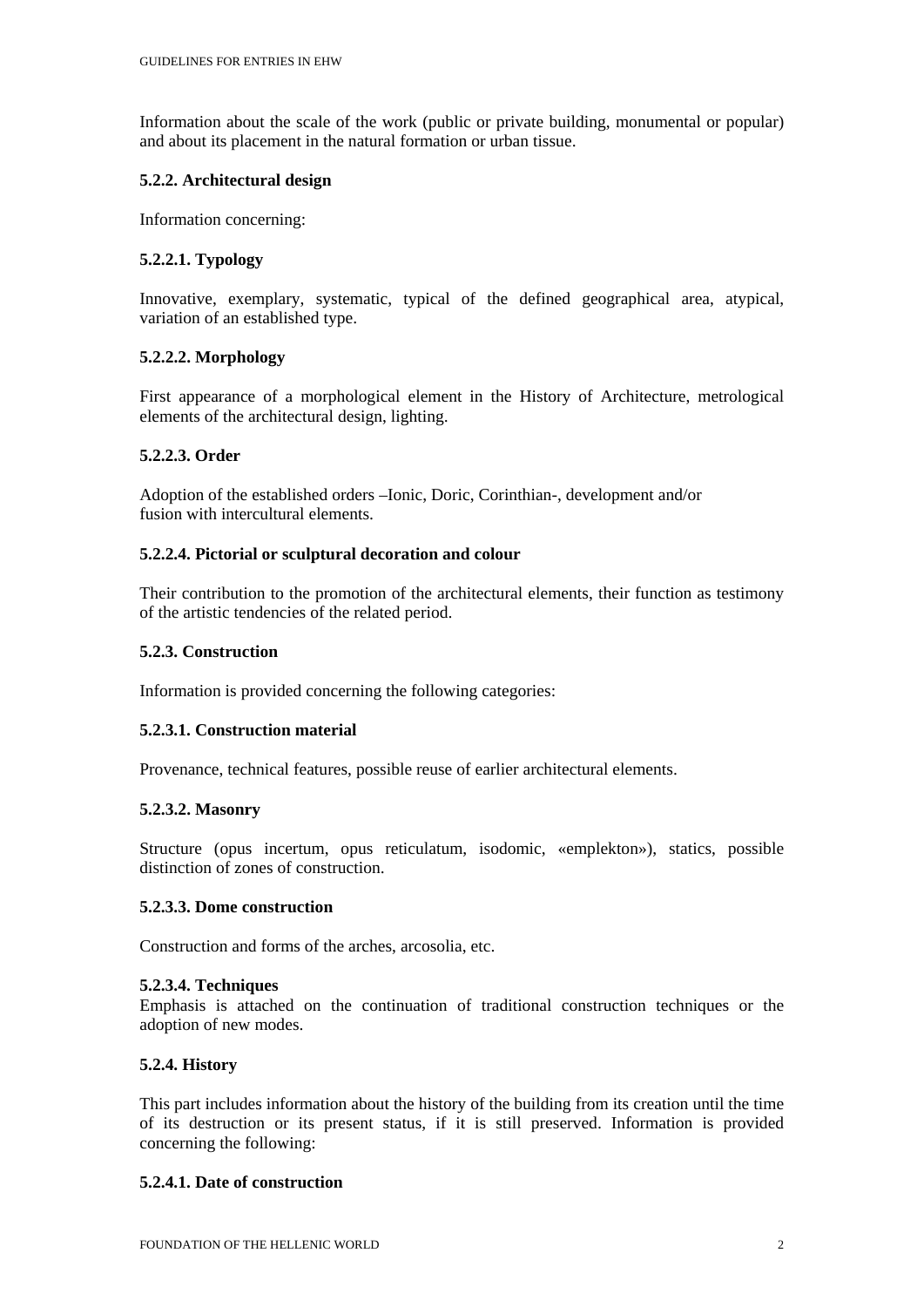Information about the scale of the work (public or private building, monumental or popular) and about its placement in the natural formation or urban tissue.

**5.2.2. Architectural design**

Information concerning:

**5.2.2.1. Typology**

Innovative, exemplary, systematic, typical of the defined geographical area, atypical, variation of an established type.

**5.2.2.2. Morphology**

First appearance of a morphological element in the History of Architecture, metrological elements of the architectural design, lighting.

**5.2.2.3. Order**

Adoption of the established orders –Ionic, Doric, Corinthian-, development and/or fusion with intercultural elements.

**5.2.2.4. Pictorial or sculptural decoration and colour**

Their contribution to the promotion of the architectural elements, their function as testimony of the artistic tendencies of the related period.

**5.2.3. Construction**

Information is provided concerning the following categories:

**5.2.3.1. Construction material**

Provenance, technical features, possible reuse of earlier architectural elements.

**5.2.3.2. Masonry**

Structure (opus incertum, opus reticulatum, isodomic, «emplekton»), statics, possible distinction of zones of construction.

**5.2.3.3. Dome construction**

Construction and forms of the arches, arcosolia, etc.

**5.2.3.4. Techniques**

Emphasis is attached on the continuation of traditional construction techniques or the adoption of new modes.

**5.2.4. History**

This part includes information about the history of the building from its creation until the time of its destruction or its present status, if it is still preserved. Information is provided concerning the following:

**5.2.4.1. Date of construction**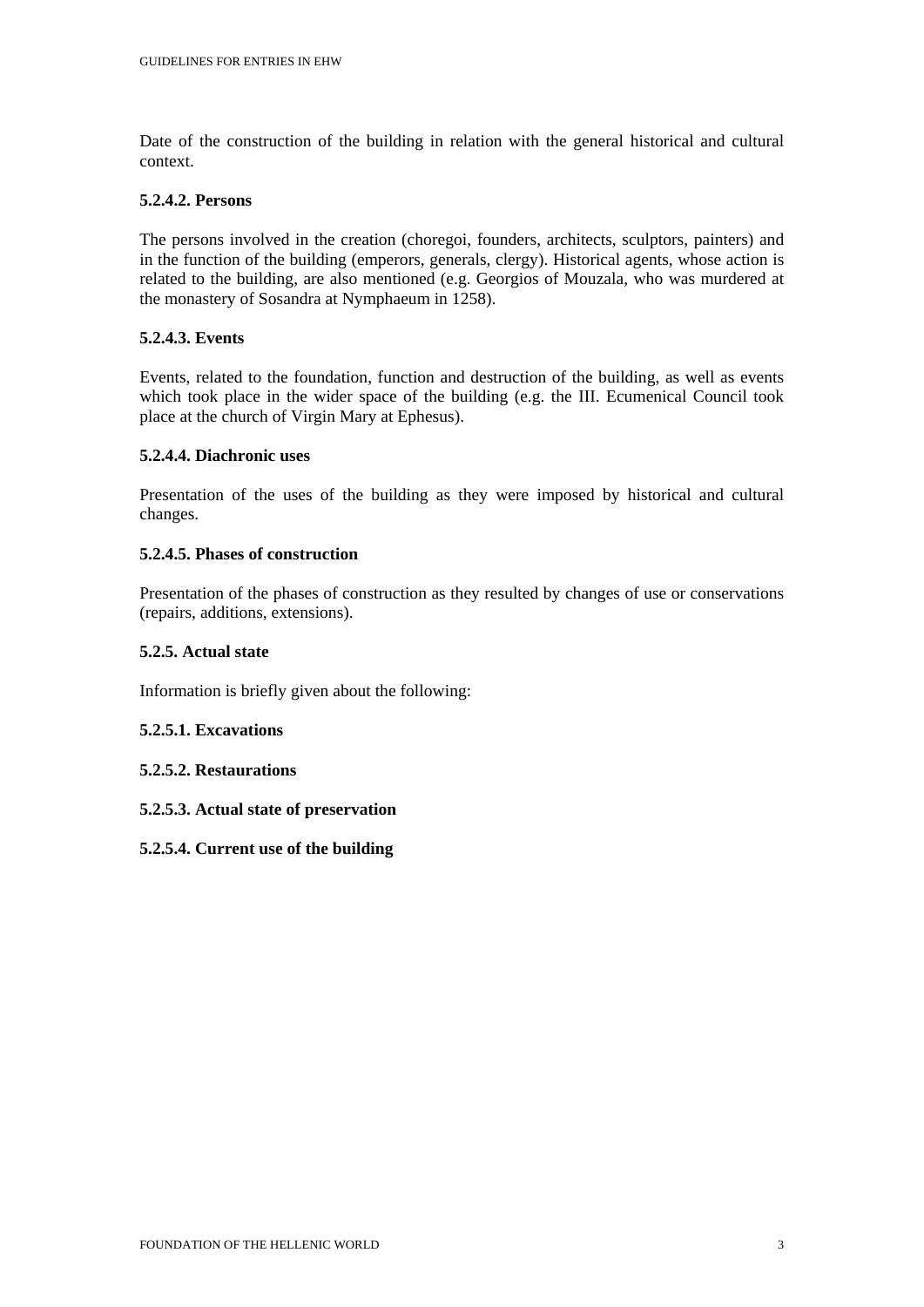Date of the construction of the building in relation with the general historical and cultural context.

#### 5.2.4.2. Persons

The persons involved in the creation (choregoi, founders, architects, sculptors, painters) and in the function of the building (emperors, generals, clergy). Historical agents, whose action is related to the building, are also mentioned (e.g. Georgios of Mouzala, who was murdered at the monastery of Sosandra at Nymphaeum in 1258).

#### 5.2.4.3. Events

Events, related to the foundation, function and destruction of the building, as well as events which took place in the wider space of the building (e.g. the III. Ecumenical Council took place at the church of Virgin Mary at Ephesus).

#### 5.2.4.4. Diachronic uses

Presentation of the uses of the building as they were imposed by historical and cultural changes.

#### 5.2.4.5. Phases of construction

Presentation of the phases of construction as they resulted by changes of use or conservations (repairs, additions, extensions).

### 5.2.5. Actual state

Information is briefly given about the following:

#### 5.2.5.1. Excavations

#### 5.2.5.2. Restaurations

#### 5.2.5.3. Actual state of preservation

#### 5.2.5.4. Current use of the building